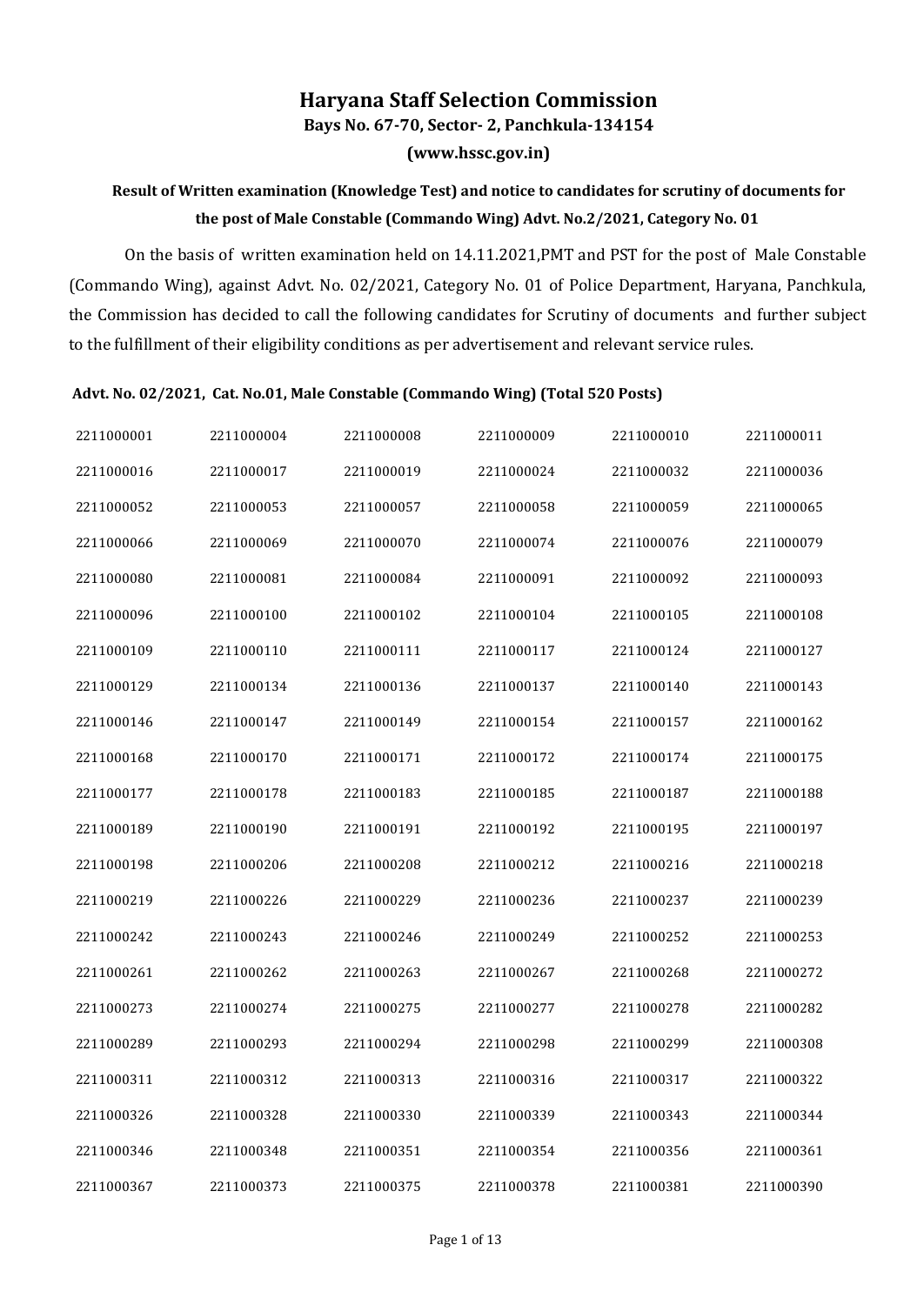# Haryana Staff Selection Commission

**Bays No. 67-70, Sector- 2, Panchkula-134154**

**(www.hssc.gov.in)**

**Result of Written examination (Knowledge Test) and notice to candidates for scrutiny of documents for the post of Male Constable (Commando Wing) Advt. No.2/2021, Category No. 01**

On the basis of written examination held on 14.11.2021,PMT and PST for the post of Male Constable (Commando Wing), against Advt. No. 02/2021, Category No. 01 of Police Department, Haryana, Panchkula, the Commission has decided to call the following candidates for Scrutiny of documents and further subject to the fulfillment of their eligibility conditions as per advertisement and relevant service rules.

**Advt. No. 02/2021, Cat. No.01, Male Constable (Commando Wing) (Total 520 Posts)**

| | | | | | |
|---|---|---|---|---|---|
| 2211000001 | 2211000004 | 2211000008 | 2211000009 | 2211000010 | 2211000011 |
| 2211000016 | 2211000017 | 2211000019 | 2211000024 | 2211000032 | 2211000036 |
| 2211000052 | 2211000053 | 2211000057 | 2211000058 | 2211000059 | 2211000065 |
| 2211000066 | 2211000069 | 2211000070 | 2211000074 | 2211000076 | 2211000079 |
| 2211000080 | 2211000081 | 2211000084 | 2211000091 | 2211000092 | 2211000093 |
| 2211000096 | 2211000100 | 2211000102 | 2211000104 | 2211000105 | 2211000108 |
| 2211000109 | 2211000110 | 2211000111 | 2211000117 | 2211000124 | 2211000127 |
| 2211000129 | 2211000134 | 2211000136 | 2211000137 | 2211000140 | 2211000143 |
| 2211000146 | 2211000147 | 2211000149 | 2211000154 | 2211000157 | 2211000162 |
| 2211000168 | 2211000170 | 2211000171 | 2211000172 | 2211000174 | 2211000175 |
| 2211000177 | 2211000178 | 2211000183 | 2211000185 | 2211000187 | 2211000188 |
| 2211000189 | 2211000190 | 2211000191 | 2211000192 | 2211000195 | 2211000197 |
| 2211000198 | 2211000206 | 2211000208 | 2211000212 | 2211000216 | 2211000218 |
| 2211000219 | 2211000226 | 2211000229 | 2211000236 | 2211000237 | 2211000239 |
| 2211000242 | 2211000243 | 2211000246 | 2211000249 | 2211000252 | 2211000253 |
| 2211000261 | 2211000262 | 2211000263 | 2211000267 | 2211000268 | 2211000272 |
| 2211000273 | 2211000274 | 2211000275 | 2211000277 | 2211000278 | 2211000282 |
| 2211000289 | 2211000293 | 2211000294 | 2211000298 | 2211000299 | 2211000308 |
| 2211000311 | 2211000312 | 2211000313 | 2211000316 | 2211000317 | 2211000322 |
| 2211000326 | 2211000328 | 2211000330 | 2211000339 | 2211000343 | 2211000344 |
| 2211000346 | 2211000348 | 2211000351 | 2211000354 | 2211000356 | 2211000361 |
| 2211000367 | 2211000373 | 2211000375 | 2211000378 | 2211000381 | 2211000390 |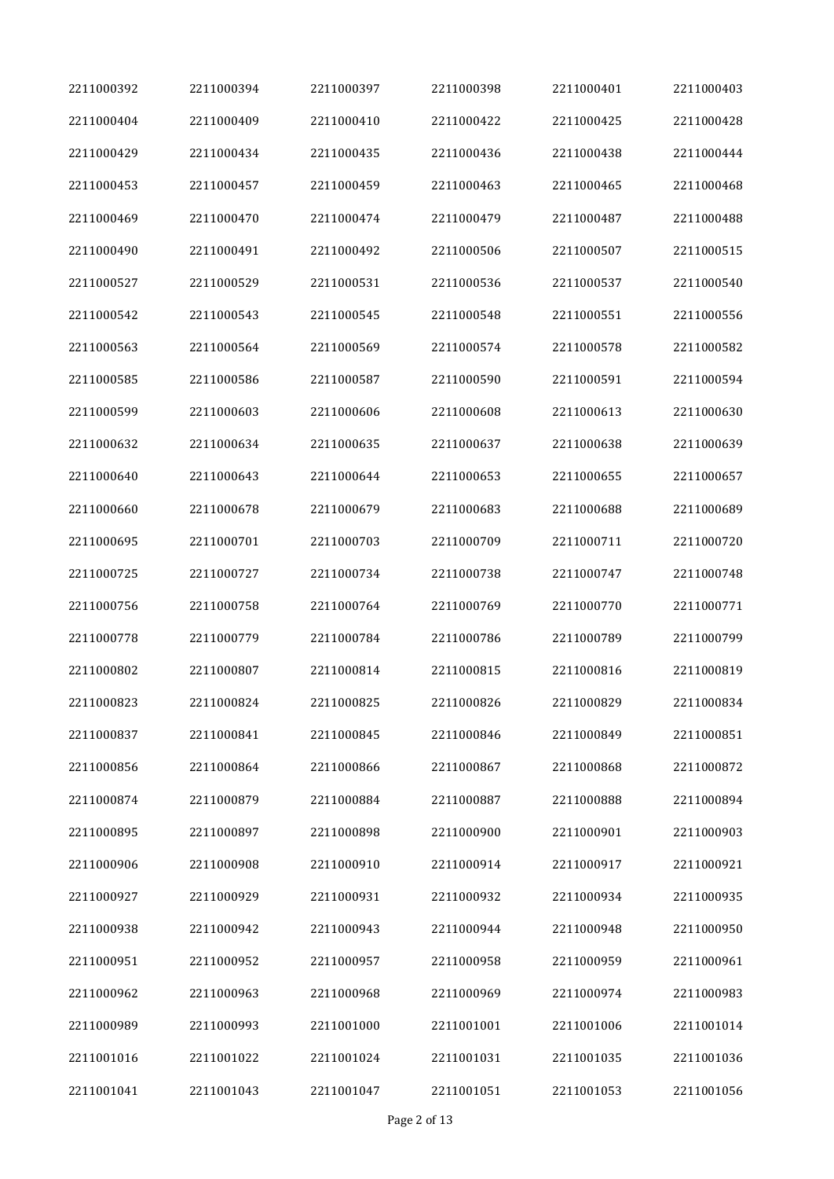| | | | | | |
|---|---|---|---|---|---|
| 2211000392 | 2211000394 | 2211000397 | 2211000398 | 2211000401 | 2211000403 |
| 2211000404 | 2211000409 | 2211000410 | 2211000422 | 2211000425 | 2211000428 |
| 2211000429 | 2211000434 | 2211000435 | 2211000436 | 2211000438 | 2211000444 |
| 2211000453 | 2211000457 | 2211000459 | 2211000463 | 2211000465 | 2211000468 |
| 2211000469 | 2211000470 | 2211000474 | 2211000479 | 2211000487 | 2211000488 |
| 2211000490 | 2211000491 | 2211000492 | 2211000506 | 2211000507 | 2211000515 |
| 2211000527 | 2211000529 | 2211000531 | 2211000536 | 2211000537 | 2211000540 |
| 2211000542 | 2211000543 | 2211000545 | 2211000548 | 2211000551 | 2211000556 |
| 2211000563 | 2211000564 | 2211000569 | 2211000574 | 2211000578 | 2211000582 |
| 2211000585 | 2211000586 | 2211000587 | 2211000590 | 2211000591 | 2211000594 |
| 2211000599 | 2211000603 | 2211000606 | 2211000608 | 2211000613 | 2211000630 |
| 2211000632 | 2211000634 | 2211000635 | 2211000637 | 2211000638 | 2211000639 |
| 2211000640 | 2211000643 | 2211000644 | 2211000653 | 2211000655 | 2211000657 |
| 2211000660 | 2211000678 | 2211000679 | 2211000683 | 2211000688 | 2211000689 |
| 2211000695 | 2211000701 | 2211000703 | 2211000709 | 2211000711 | 2211000720 |
| 2211000725 | 2211000727 | 2211000734 | 2211000738 | 2211000747 | 2211000748 |
| 2211000756 | 2211000758 | 2211000764 | 2211000769 | 2211000770 | 2211000771 |
| 2211000778 | 2211000779 | 2211000784 | 2211000786 | 2211000789 | 2211000799 |
| 2211000802 | 2211000807 | 2211000814 | 2211000815 | 2211000816 | 2211000819 |
| 2211000823 | 2211000824 | 2211000825 | 2211000826 | 2211000829 | 2211000834 |
| 2211000837 | 2211000841 | 2211000845 | 2211000846 | 2211000849 | 2211000851 |
| 2211000856 | 2211000864 | 2211000866 | 2211000867 | 2211000868 | 2211000872 |
| 2211000874 | 2211000879 | 2211000884 | 2211000887 | 2211000888 | 2211000894 |
| 2211000895 | 2211000897 | 2211000898 | 2211000900 | 2211000901 | 2211000903 |
| 2211000906 | 2211000908 | 2211000910 | 2211000914 | 2211000917 | 2211000921 |
| 2211000927 | 2211000929 | 2211000931 | 2211000932 | 2211000934 | 2211000935 |
| 2211000938 | 2211000942 | 2211000943 | 2211000944 | 2211000948 | 2211000950 |
| 2211000951 | 2211000952 | 2211000957 | 2211000958 | 2211000959 | 2211000961 |
| 2211000962 | 2211000963 | 2211000968 | 2211000969 | 2211000974 | 2211000983 |
| 2211000989 | 2211000993 | 2211001000 | 2211001001 | 2211001006 | 2211001014 |
| 2211001016 | 2211001022 | 2211001024 | 2211001031 | 2211001035 | 2211001036 |
| 2211001041 | 2211001043 | 2211001047 | 2211001051 | 2211001053 | 2211001056 |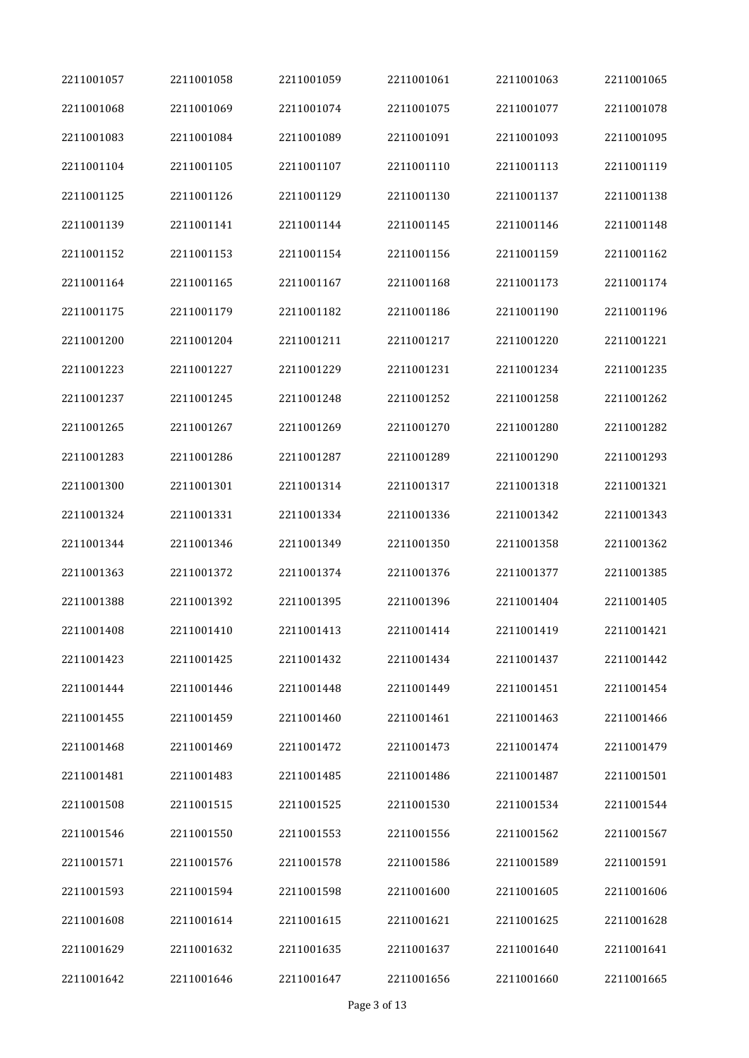| | | | | | |
|---|---|---|---|---|---|
| 2211001057 | 2211001058 | 2211001059 | 2211001061 | 2211001063 | 2211001065 |
| 2211001068 | 2211001069 | 2211001074 | 2211001075 | 2211001077 | 2211001078 |
| 2211001083 | 2211001084 | 2211001089 | 2211001091 | 2211001093 | 2211001095 |
| 2211001104 | 2211001105 | 2211001107 | 2211001110 | 2211001113 | 2211001119 |
| 2211001125 | 2211001126 | 2211001129 | 2211001130 | 2211001137 | 2211001138 |
| 2211001139 | 2211001141 | 2211001144 | 2211001145 | 2211001146 | 2211001148 |
| 2211001152 | 2211001153 | 2211001154 | 2211001156 | 2211001159 | 2211001162 |
| 2211001164 | 2211001165 | 2211001167 | 2211001168 | 2211001173 | 2211001174 |
| 2211001175 | 2211001179 | 2211001182 | 2211001186 | 2211001190 | 2211001196 |
| 2211001200 | 2211001204 | 2211001211 | 2211001217 | 2211001220 | 2211001221 |
| 2211001223 | 2211001227 | 2211001229 | 2211001231 | 2211001234 | 2211001235 |
| 2211001237 | 2211001245 | 2211001248 | 2211001252 | 2211001258 | 2211001262 |
| 2211001265 | 2211001267 | 2211001269 | 2211001270 | 2211001280 | 2211001282 |
| 2211001283 | 2211001286 | 2211001287 | 2211001289 | 2211001290 | 2211001293 |
| 2211001300 | 2211001301 | 2211001314 | 2211001317 | 2211001318 | 2211001321 |
| 2211001324 | 2211001331 | 2211001334 | 2211001336 | 2211001342 | 2211001343 |
| 2211001344 | 2211001346 | 2211001349 | 2211001350 | 2211001358 | 2211001362 |
| 2211001363 | 2211001372 | 2211001374 | 2211001376 | 2211001377 | 2211001385 |
| 2211001388 | 2211001392 | 2211001395 | 2211001396 | 2211001404 | 2211001405 |
| 2211001408 | 2211001410 | 2211001413 | 2211001414 | 2211001419 | 2211001421 |
| 2211001423 | 2211001425 | 2211001432 | 2211001434 | 2211001437 | 2211001442 |
| 2211001444 | 2211001446 | 2211001448 | 2211001449 | 2211001451 | 2211001454 |
| 2211001455 | 2211001459 | 2211001460 | 2211001461 | 2211001463 | 2211001466 |
| 2211001468 | 2211001469 | 2211001472 | 2211001473 | 2211001474 | 2211001479 |
| 2211001481 | 2211001483 | 2211001485 | 2211001486 | 2211001487 | 2211001501 |
| 2211001508 | 2211001515 | 2211001525 | 2211001530 | 2211001534 | 2211001544 |
| 2211001546 | 2211001550 | 2211001553 | 2211001556 | 2211001562 | 2211001567 |
| 2211001571 | 2211001576 | 2211001578 | 2211001586 | 2211001589 | 2211001591 |
| 2211001593 | 2211001594 | 2211001598 | 2211001600 | 2211001605 | 2211001606 |
| 2211001608 | 2211001614 | 2211001615 | 2211001621 | 2211001625 | 2211001628 |
| 2211001629 | 2211001632 | 2211001635 | 2211001637 | 2211001640 | 2211001641 |
| 2211001642 | 2211001646 | 2211001647 | 2211001656 | 2211001660 | 2211001665 |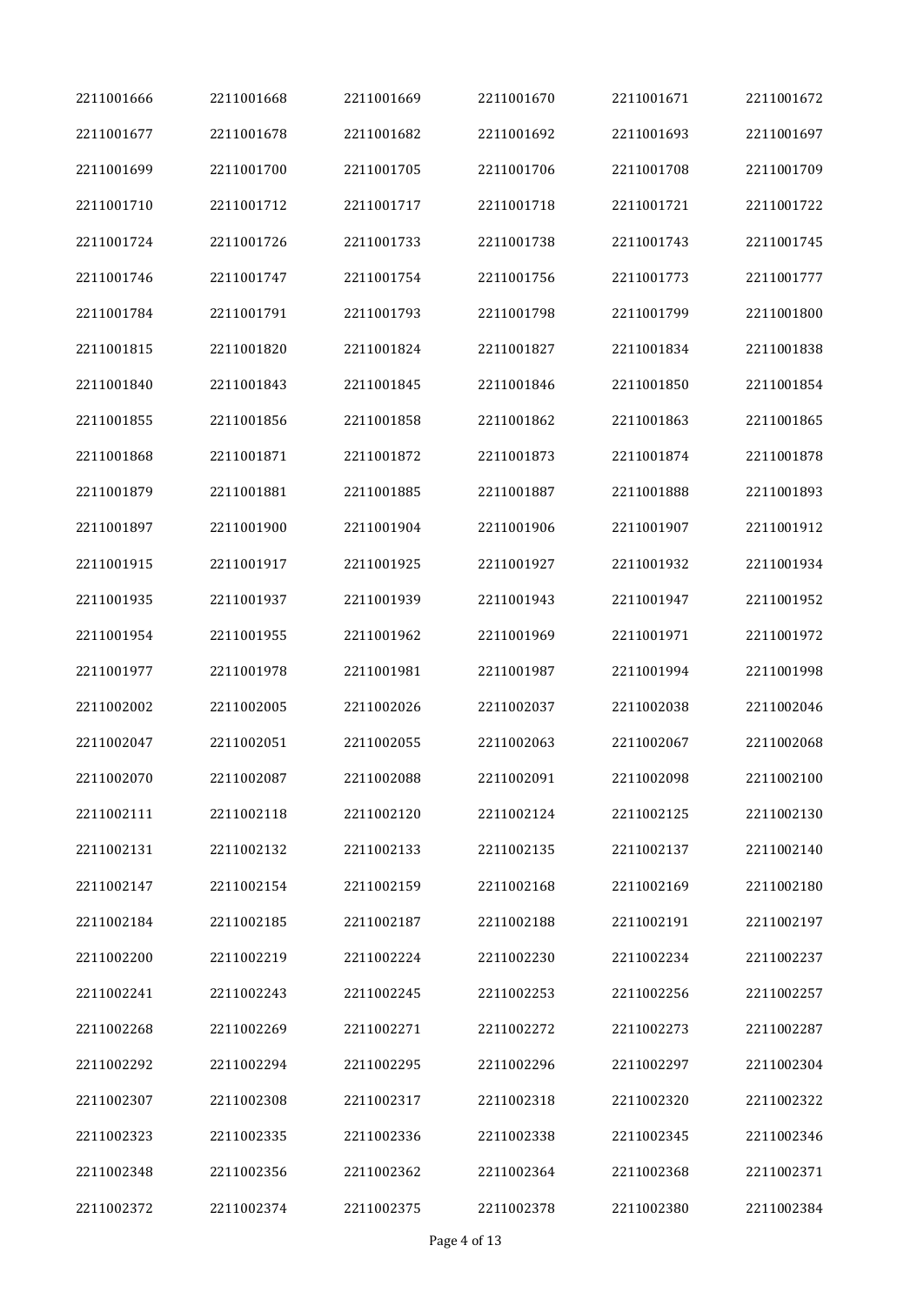| | | | | | |
|---|---|---|---|---|---|
| 2211001666 | 2211001668 | 2211001669 | 2211001670 | 2211001671 | 2211001672 |
| 2211001677 | 2211001678 | 2211001682 | 2211001692 | 2211001693 | 2211001697 |
| 2211001699 | 2211001700 | 2211001705 | 2211001706 | 2211001708 | 2211001709 |
| 2211001710 | 2211001712 | 2211001717 | 2211001718 | 2211001721 | 2211001722 |
| 2211001724 | 2211001726 | 2211001733 | 2211001738 | 2211001743 | 2211001745 |
| 2211001746 | 2211001747 | 2211001754 | 2211001756 | 2211001773 | 2211001777 |
| 2211001784 | 2211001791 | 2211001793 | 2211001798 | 2211001799 | 2211001800 |
| 2211001815 | 2211001820 | 2211001824 | 2211001827 | 2211001834 | 2211001838 |
| 2211001840 | 2211001843 | 2211001845 | 2211001846 | 2211001850 | 2211001854 |
| 2211001855 | 2211001856 | 2211001858 | 2211001862 | 2211001863 | 2211001865 |
| 2211001868 | 2211001871 | 2211001872 | 2211001873 | 2211001874 | 2211001878 |
| 2211001879 | 2211001881 | 2211001885 | 2211001887 | 2211001888 | 2211001893 |
| 2211001897 | 2211001900 | 2211001904 | 2211001906 | 2211001907 | 2211001912 |
| 2211001915 | 2211001917 | 2211001925 | 2211001927 | 2211001932 | 2211001934 |
| 2211001935 | 2211001937 | 2211001939 | 2211001943 | 2211001947 | 2211001952 |
| 2211001954 | 2211001955 | 2211001962 | 2211001969 | 2211001971 | 2211001972 |
| 2211001977 | 2211001978 | 2211001981 | 2211001987 | 2211001994 | 2211001998 |
| 2211002002 | 2211002005 | 2211002026 | 2211002037 | 2211002038 | 2211002046 |
| 2211002047 | 2211002051 | 2211002055 | 2211002063 | 2211002067 | 2211002068 |
| 2211002070 | 2211002087 | 2211002088 | 2211002091 | 2211002098 | 2211002100 |
| 2211002111 | 2211002118 | 2211002120 | 2211002124 | 2211002125 | 2211002130 |
| 2211002131 | 2211002132 | 2211002133 | 2211002135 | 2211002137 | 2211002140 |
| 2211002147 | 2211002154 | 2211002159 | 2211002168 | 2211002169 | 2211002180 |
| 2211002184 | 2211002185 | 2211002187 | 2211002188 | 2211002191 | 2211002197 |
| 2211002200 | 2211002219 | 2211002224 | 2211002230 | 2211002234 | 2211002237 |
| 2211002241 | 2211002243 | 2211002245 | 2211002253 | 2211002256 | 2211002257 |
| 2211002268 | 2211002269 | 2211002271 | 2211002272 | 2211002273 | 2211002287 |
| 2211002292 | 2211002294 | 2211002295 | 2211002296 | 2211002297 | 2211002304 |
| 2211002307 | 2211002308 | 2211002317 | 2211002318 | 2211002320 | 2211002322 |
| 2211002323 | 2211002335 | 2211002336 | 2211002338 | 2211002345 | 2211002346 |
| 2211002348 | 2211002356 | 2211002362 | 2211002364 | 2211002368 | 2211002371 |
| 2211002372 | 2211002374 | 2211002375 | 2211002378 | 2211002380 | 2211002384 |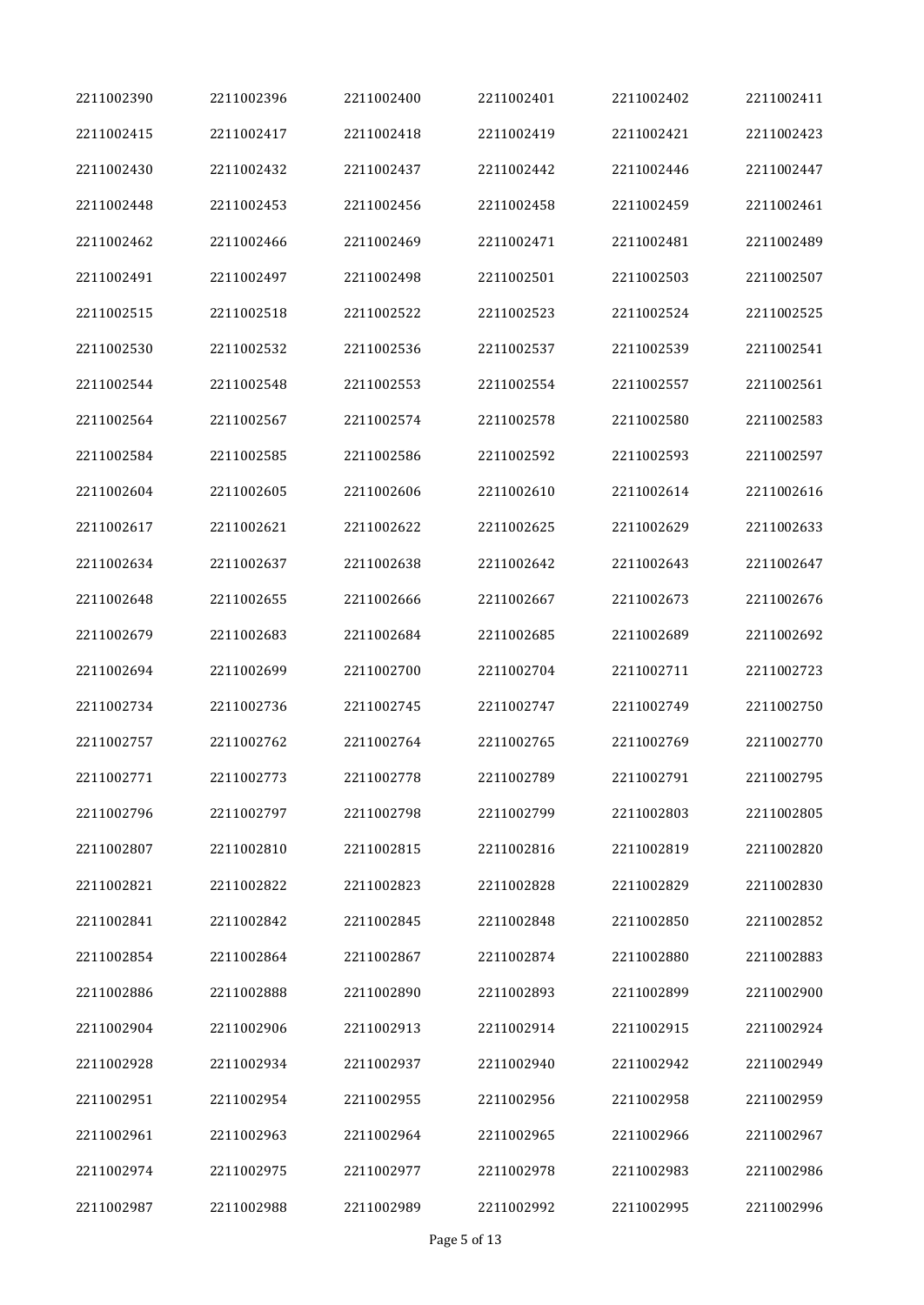| | | | | | |
|---|---|---|---|---|---|
| 2211002390 | 2211002396 | 2211002400 | 2211002401 | 2211002402 | 2211002411 |
| 2211002415 | 2211002417 | 2211002418 | 2211002419 | 2211002421 | 2211002423 |
| 2211002430 | 2211002432 | 2211002437 | 2211002442 | 2211002446 | 2211002447 |
| 2211002448 | 2211002453 | 2211002456 | 2211002458 | 2211002459 | 2211002461 |
| 2211002462 | 2211002466 | 2211002469 | 2211002471 | 2211002481 | 2211002489 |
| 2211002491 | 2211002497 | 2211002498 | 2211002501 | 2211002503 | 2211002507 |
| 2211002515 | 2211002518 | 2211002522 | 2211002523 | 2211002524 | 2211002525 |
| 2211002530 | 2211002532 | 2211002536 | 2211002537 | 2211002539 | 2211002541 |
| 2211002544 | 2211002548 | 2211002553 | 2211002554 | 2211002557 | 2211002561 |
| 2211002564 | 2211002567 | 2211002574 | 2211002578 | 2211002580 | 2211002583 |
| 2211002584 | 2211002585 | 2211002586 | 2211002592 | 2211002593 | 2211002597 |
| 2211002604 | 2211002605 | 2211002606 | 2211002610 | 2211002614 | 2211002616 |
| 2211002617 | 2211002621 | 2211002622 | 2211002625 | 2211002629 | 2211002633 |
| 2211002634 | 2211002637 | 2211002638 | 2211002642 | 2211002643 | 2211002647 |
| 2211002648 | 2211002655 | 2211002666 | 2211002667 | 2211002673 | 2211002676 |
| 2211002679 | 2211002683 | 2211002684 | 2211002685 | 2211002689 | 2211002692 |
| 2211002694 | 2211002699 | 2211002700 | 2211002704 | 2211002711 | 2211002723 |
| 2211002734 | 2211002736 | 2211002745 | 2211002747 | 2211002749 | 2211002750 |
| 2211002757 | 2211002762 | 2211002764 | 2211002765 | 2211002769 | 2211002770 |
| 2211002771 | 2211002773 | 2211002778 | 2211002789 | 2211002791 | 2211002795 |
| 2211002796 | 2211002797 | 2211002798 | 2211002799 | 2211002803 | 2211002805 |
| 2211002807 | 2211002810 | 2211002815 | 2211002816 | 2211002819 | 2211002820 |
| 2211002821 | 2211002822 | 2211002823 | 2211002828 | 2211002829 | 2211002830 |
| 2211002841 | 2211002842 | 2211002845 | 2211002848 | 2211002850 | 2211002852 |
| 2211002854 | 2211002864 | 2211002867 | 2211002874 | 2211002880 | 2211002883 |
| 2211002886 | 2211002888 | 2211002890 | 2211002893 | 2211002899 | 2211002900 |
| 2211002904 | 2211002906 | 2211002913 | 2211002914 | 2211002915 | 2211002924 |
| 2211002928 | 2211002934 | 2211002937 | 2211002940 | 2211002942 | 2211002949 |
| 2211002951 | 2211002954 | 2211002955 | 2211002956 | 2211002958 | 2211002959 |
| 2211002961 | 2211002963 | 2211002964 | 2211002965 | 2211002966 | 2211002967 |
| 2211002974 | 2211002975 | 2211002977 | 2211002978 | 2211002983 | 2211002986 |
| 2211002987 | 2211002988 | 2211002989 | 2211002992 | 2211002995 | 2211002996 |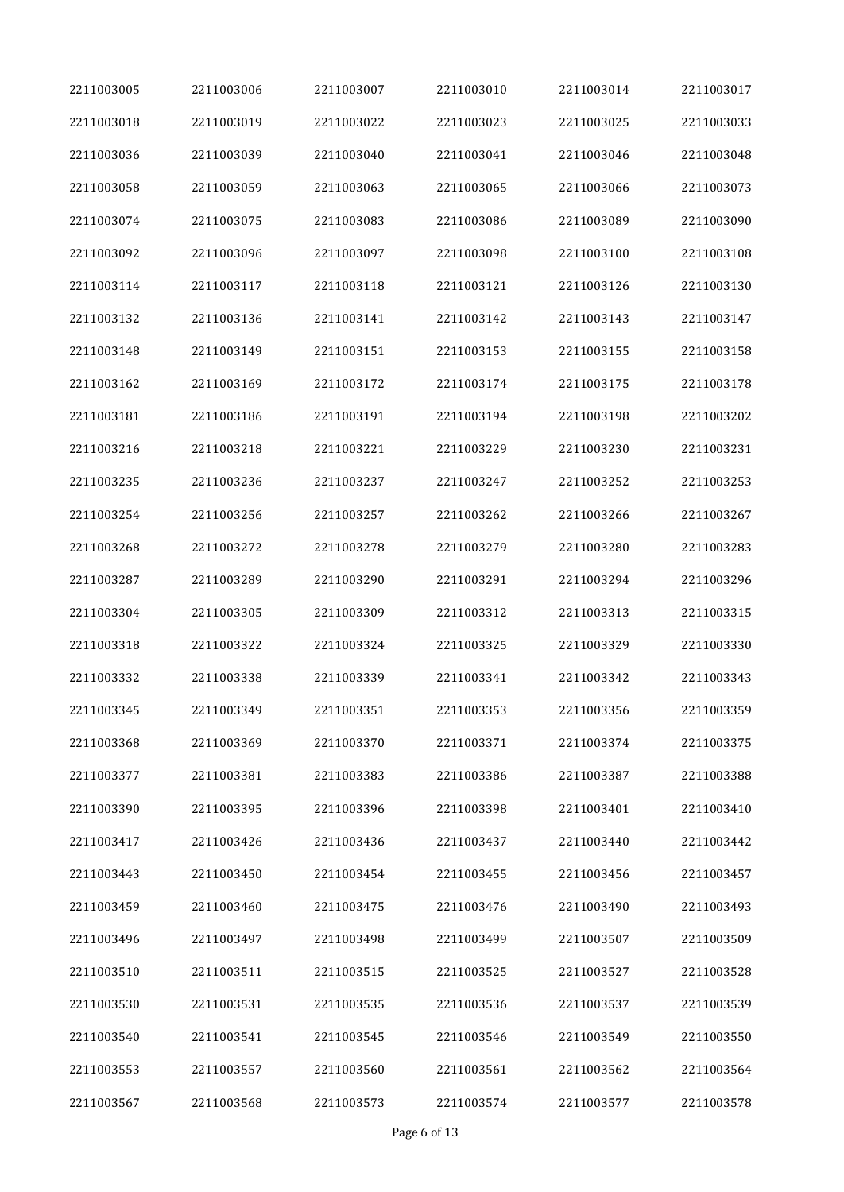| | | | | | |
|---|---|---|---|---|---|
| 2211003005 | 2211003006 | 2211003007 | 2211003010 | 2211003014 | 2211003017 |
| 2211003018 | 2211003019 | 2211003022 | 2211003023 | 2211003025 | 2211003033 |
| 2211003036 | 2211003039 | 2211003040 | 2211003041 | 2211003046 | 2211003048 |
| 2211003058 | 2211003059 | 2211003063 | 2211003065 | 2211003066 | 2211003073 |
| 2211003074 | 2211003075 | 2211003083 | 2211003086 | 2211003089 | 2211003090 |
| 2211003092 | 2211003096 | 2211003097 | 2211003098 | 2211003100 | 2211003108 |
| 2211003114 | 2211003117 | 2211003118 | 2211003121 | 2211003126 | 2211003130 |
| 2211003132 | 2211003136 | 2211003141 | 2211003142 | 2211003143 | 2211003147 |
| 2211003148 | 2211003149 | 2211003151 | 2211003153 | 2211003155 | 2211003158 |
| 2211003162 | 2211003169 | 2211003172 | 2211003174 | 2211003175 | 2211003178 |
| 2211003181 | 2211003186 | 2211003191 | 2211003194 | 2211003198 | 2211003202 |
| 2211003216 | 2211003218 | 2211003221 | 2211003229 | 2211003230 | 2211003231 |
| 2211003235 | 2211003236 | 2211003237 | 2211003247 | 2211003252 | 2211003253 |
| 2211003254 | 2211003256 | 2211003257 | 2211003262 | 2211003266 | 2211003267 |
| 2211003268 | 2211003272 | 2211003278 | 2211003279 | 2211003280 | 2211003283 |
| 2211003287 | 2211003289 | 2211003290 | 2211003291 | 2211003294 | 2211003296 |
| 2211003304 | 2211003305 | 2211003309 | 2211003312 | 2211003313 | 2211003315 |
| 2211003318 | 2211003322 | 2211003324 | 2211003325 | 2211003329 | 2211003330 |
| 2211003332 | 2211003338 | 2211003339 | 2211003341 | 2211003342 | 2211003343 |
| 2211003345 | 2211003349 | 2211003351 | 2211003353 | 2211003356 | 2211003359 |
| 2211003368 | 2211003369 | 2211003370 | 2211003371 | 2211003374 | 2211003375 |
| 2211003377 | 2211003381 | 2211003383 | 2211003386 | 2211003387 | 2211003388 |
| 2211003390 | 2211003395 | 2211003396 | 2211003398 | 2211003401 | 2211003410 |
| 2211003417 | 2211003426 | 2211003436 | 2211003437 | 2211003440 | 2211003442 |
| 2211003443 | 2211003450 | 2211003454 | 2211003455 | 2211003456 | 2211003457 |
| 2211003459 | 2211003460 | 2211003475 | 2211003476 | 2211003490 | 2211003493 |
| 2211003496 | 2211003497 | 2211003498 | 2211003499 | 2211003507 | 2211003509 |
| 2211003510 | 2211003511 | 2211003515 | 2211003525 | 2211003527 | 2211003528 |
| 2211003530 | 2211003531 | 2211003535 | 2211003536 | 2211003537 | 2211003539 |
| 2211003540 | 2211003541 | 2211003545 | 2211003546 | 2211003549 | 2211003550 |
| 2211003553 | 2211003557 | 2211003560 | 2211003561 | 2211003562 | 2211003564 |
| 2211003567 | 2211003568 | 2211003573 | 2211003574 | 2211003577 | 2211003578 |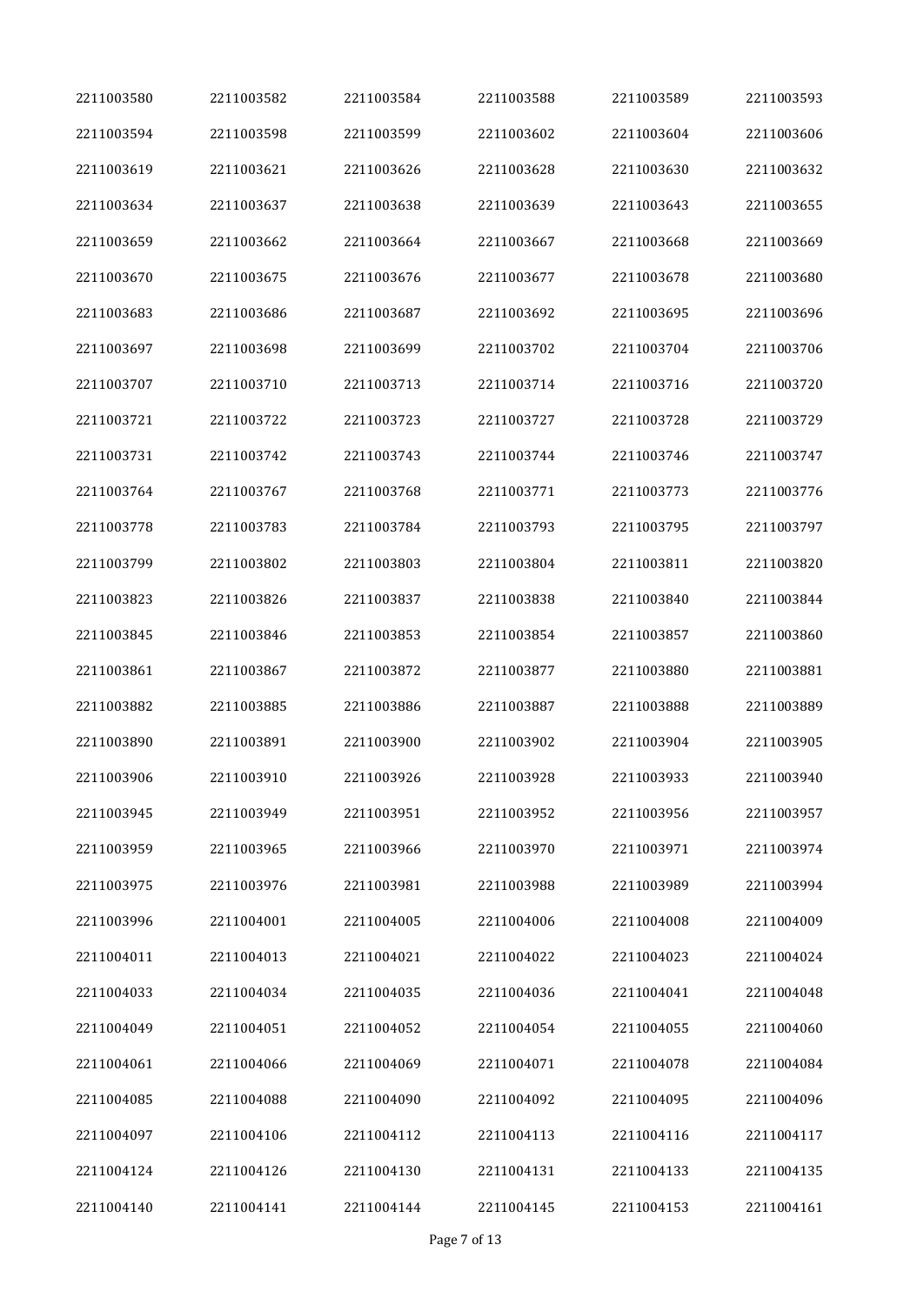| | | | | | |
|---|---|---|---|---|---|
| 2211003580 | 2211003582 | 2211003584 | 2211003588 | 2211003589 | 2211003593 |
| 2211003594 | 2211003598 | 2211003599 | 2211003602 | 2211003604 | 2211003606 |
| 2211003619 | 2211003621 | 2211003626 | 2211003628 | 2211003630 | 2211003632 |
| 2211003634 | 2211003637 | 2211003638 | 2211003639 | 2211003643 | 2211003655 |
| 2211003659 | 2211003662 | 2211003664 | 2211003667 | 2211003668 | 2211003669 |
| 2211003670 | 2211003675 | 2211003676 | 2211003677 | 2211003678 | 2211003680 |
| 2211003683 | 2211003686 | 2211003687 | 2211003692 | 2211003695 | 2211003696 |
| 2211003697 | 2211003698 | 2211003699 | 2211003702 | 2211003704 | 2211003706 |
| 2211003707 | 2211003710 | 2211003713 | 2211003714 | 2211003716 | 2211003720 |
| 2211003721 | 2211003722 | 2211003723 | 2211003727 | 2211003728 | 2211003729 |
| 2211003731 | 2211003742 | 2211003743 | 2211003744 | 2211003746 | 2211003747 |
| 2211003764 | 2211003767 | 2211003768 | 2211003771 | 2211003773 | 2211003776 |
| 2211003778 | 2211003783 | 2211003784 | 2211003793 | 2211003795 | 2211003797 |
| 2211003799 | 2211003802 | 2211003803 | 2211003804 | 2211003811 | 2211003820 |
| 2211003823 | 2211003826 | 2211003837 | 2211003838 | 2211003840 | 2211003844 |
| 2211003845 | 2211003846 | 2211003853 | 2211003854 | 2211003857 | 2211003860 |
| 2211003861 | 2211003867 | 2211003872 | 2211003877 | 2211003880 | 2211003881 |
| 2211003882 | 2211003885 | 2211003886 | 2211003887 | 2211003888 | 2211003889 |
| 2211003890 | 2211003891 | 2211003900 | 2211003902 | 2211003904 | 2211003905 |
| 2211003906 | 2211003910 | 2211003926 | 2211003928 | 2211003933 | 2211003940 |
| 2211003945 | 2211003949 | 2211003951 | 2211003952 | 2211003956 | 2211003957 |
| 2211003959 | 2211003965 | 2211003966 | 2211003970 | 2211003971 | 2211003974 |
| 2211003975 | 2211003976 | 2211003981 | 2211003988 | 2211003989 | 2211003994 |
| 2211003996 | 2211004001 | 2211004005 | 2211004006 | 2211004008 | 2211004009 |
| 2211004011 | 2211004013 | 2211004021 | 2211004022 | 2211004023 | 2211004024 |
| 2211004033 | 2211004034 | 2211004035 | 2211004036 | 2211004041 | 2211004048 |
| 2211004049 | 2211004051 | 2211004052 | 2211004054 | 2211004055 | 2211004060 |
| 2211004061 | 2211004066 | 2211004069 | 2211004071 | 2211004078 | 2211004084 |
| 2211004085 | 2211004088 | 2211004090 | 2211004092 | 2211004095 | 2211004096 |
| 2211004097 | 2211004106 | 2211004112 | 2211004113 | 2211004116 | 2211004117 |
| 2211004124 | 2211004126 | 2211004130 | 2211004131 | 2211004133 | 2211004135 |
| 2211004140 | 2211004141 | 2211004144 | 2211004145 | 2211004153 | 2211004161 |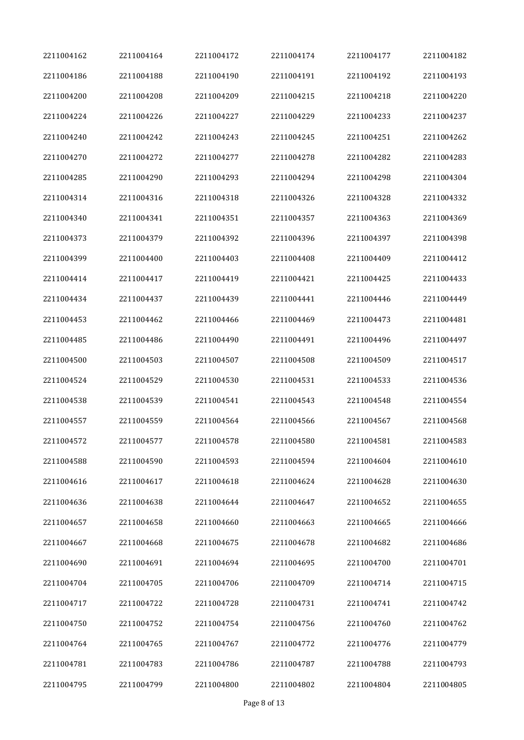| | | | | | |
|---|---|---|---|---|---|
| 2211004162 | 2211004164 | 2211004172 | 2211004174 | 2211004177 | 2211004182 |
| 2211004186 | 2211004188 | 2211004190 | 2211004191 | 2211004192 | 2211004193 |
| 2211004200 | 2211004208 | 2211004209 | 2211004215 | 2211004218 | 2211004220 |
| 2211004224 | 2211004226 | 2211004227 | 2211004229 | 2211004233 | 2211004237 |
| 2211004240 | 2211004242 | 2211004243 | 2211004245 | 2211004251 | 2211004262 |
| 2211004270 | 2211004272 | 2211004277 | 2211004278 | 2211004282 | 2211004283 |
| 2211004285 | 2211004290 | 2211004293 | 2211004294 | 2211004298 | 2211004304 |
| 2211004314 | 2211004316 | 2211004318 | 2211004326 | 2211004328 | 2211004332 |
| 2211004340 | 2211004341 | 2211004351 | 2211004357 | 2211004363 | 2211004369 |
| 2211004373 | 2211004379 | 2211004392 | 2211004396 | 2211004397 | 2211004398 |
| 2211004399 | 2211004400 | 2211004403 | 2211004408 | 2211004409 | 2211004412 |
| 2211004414 | 2211004417 | 2211004419 | 2211004421 | 2211004425 | 2211004433 |
| 2211004434 | 2211004437 | 2211004439 | 2211004441 | 2211004446 | 2211004449 |
| 2211004453 | 2211004462 | 2211004466 | 2211004469 | 2211004473 | 2211004481 |
| 2211004485 | 2211004486 | 2211004490 | 2211004491 | 2211004496 | 2211004497 |
| 2211004500 | 2211004503 | 2211004507 | 2211004508 | 2211004509 | 2211004517 |
| 2211004524 | 2211004529 | 2211004530 | 2211004531 | 2211004533 | 2211004536 |
| 2211004538 | 2211004539 | 2211004541 | 2211004543 | 2211004548 | 2211004554 |
| 2211004557 | 2211004559 | 2211004564 | 2211004566 | 2211004567 | 2211004568 |
| 2211004572 | 2211004577 | 2211004578 | 2211004580 | 2211004581 | 2211004583 |
| 2211004588 | 2211004590 | 2211004593 | 2211004594 | 2211004604 | 2211004610 |
| 2211004616 | 2211004617 | 2211004618 | 2211004624 | 2211004628 | 2211004630 |
| 2211004636 | 2211004638 | 2211004644 | 2211004647 | 2211004652 | 2211004655 |
| 2211004657 | 2211004658 | 2211004660 | 2211004663 | 2211004665 | 2211004666 |
| 2211004667 | 2211004668 | 2211004675 | 2211004678 | 2211004682 | 2211004686 |
| 2211004690 | 2211004691 | 2211004694 | 2211004695 | 2211004700 | 2211004701 |
| 2211004704 | 2211004705 | 2211004706 | 2211004709 | 2211004714 | 2211004715 |
| 2211004717 | 2211004722 | 2211004728 | 2211004731 | 2211004741 | 2211004742 |
| 2211004750 | 2211004752 | 2211004754 | 2211004756 | 2211004760 | 2211004762 |
| 2211004764 | 2211004765 | 2211004767 | 2211004772 | 2211004776 | 2211004779 |
| 2211004781 | 2211004783 | 2211004786 | 2211004787 | 2211004788 | 2211004793 |
| 2211004795 | 2211004799 | 2211004800 | 2211004802 | 2211004804 | 2211004805 |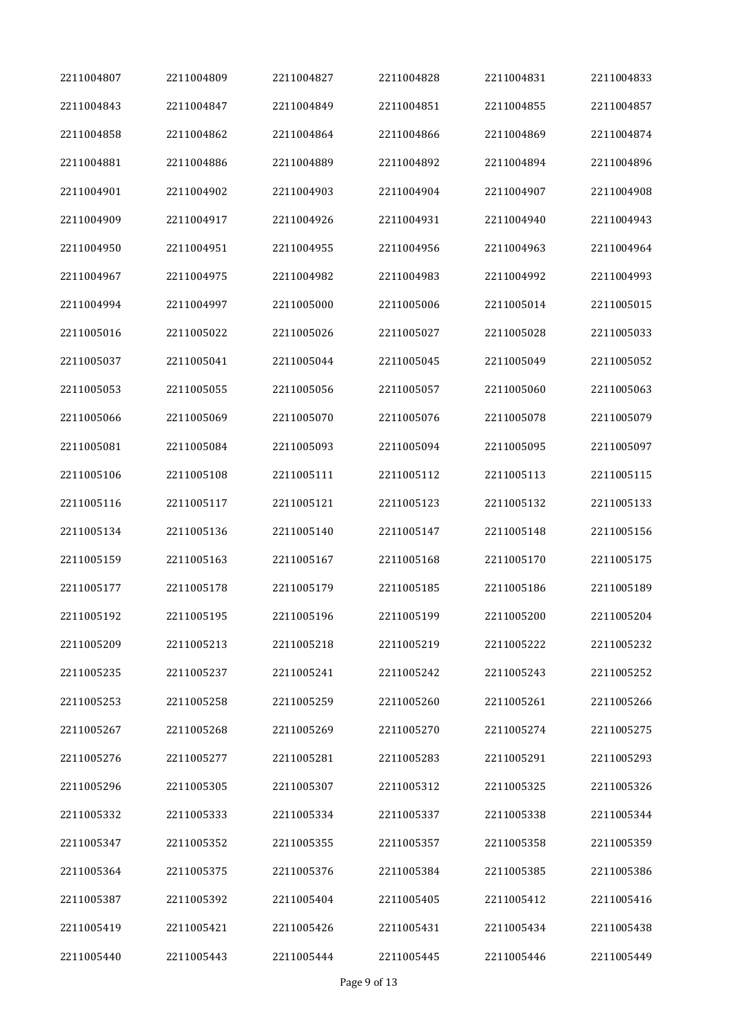| | | | | | |
|---|---|---|---|---|---|
| 2211004807 | 2211004809 | 2211004827 | 2211004828 | 2211004831 | 2211004833 |
| 2211004843 | 2211004847 | 2211004849 | 2211004851 | 2211004855 | 2211004857 |
| 2211004858 | 2211004862 | 2211004864 | 2211004866 | 2211004869 | 2211004874 |
| 2211004881 | 2211004886 | 2211004889 | 2211004892 | 2211004894 | 2211004896 |
| 2211004901 | 2211004902 | 2211004903 | 2211004904 | 2211004907 | 2211004908 |
| 2211004909 | 2211004917 | 2211004926 | 2211004931 | 2211004940 | 2211004943 |
| 2211004950 | 2211004951 | 2211004955 | 2211004956 | 2211004963 | 2211004964 |
| 2211004967 | 2211004975 | 2211004982 | 2211004983 | 2211004992 | 2211004993 |
| 2211004994 | 2211004997 | 2211005000 | 2211005006 | 2211005014 | 2211005015 |
| 2211005016 | 2211005022 | 2211005026 | 2211005027 | 2211005028 | 2211005033 |
| 2211005037 | 2211005041 | 2211005044 | 2211005045 | 2211005049 | 2211005052 |
| 2211005053 | 2211005055 | 2211005056 | 2211005057 | 2211005060 | 2211005063 |
| 2211005066 | 2211005069 | 2211005070 | 2211005076 | 2211005078 | 2211005079 |
| 2211005081 | 2211005084 | 2211005093 | 2211005094 | 2211005095 | 2211005097 |
| 2211005106 | 2211005108 | 2211005111 | 2211005112 | 2211005113 | 2211005115 |
| 2211005116 | 2211005117 | 2211005121 | 2211005123 | 2211005132 | 2211005133 |
| 2211005134 | 2211005136 | 2211005140 | 2211005147 | 2211005148 | 2211005156 |
| 2211005159 | 2211005163 | 2211005167 | 2211005168 | 2211005170 | 2211005175 |
| 2211005177 | 2211005178 | 2211005179 | 2211005185 | 2211005186 | 2211005189 |
| 2211005192 | 2211005195 | 2211005196 | 2211005199 | 2211005200 | 2211005204 |
| 2211005209 | 2211005213 | 2211005218 | 2211005219 | 2211005222 | 2211005232 |
| 2211005235 | 2211005237 | 2211005241 | 2211005242 | 2211005243 | 2211005252 |
| 2211005253 | 2211005258 | 2211005259 | 2211005260 | 2211005261 | 2211005266 |
| 2211005267 | 2211005268 | 2211005269 | 2211005270 | 2211005274 | 2211005275 |
| 2211005276 | 2211005277 | 2211005281 | 2211005283 | 2211005291 | 2211005293 |
| 2211005296 | 2211005305 | 2211005307 | 2211005312 | 2211005325 | 2211005326 |
| 2211005332 | 2211005333 | 2211005334 | 2211005337 | 2211005338 | 2211005344 |
| 2211005347 | 2211005352 | 2211005355 | 2211005357 | 2211005358 | 2211005359 |
| 2211005364 | 2211005375 | 2211005376 | 2211005384 | 2211005385 | 2211005386 |
| 2211005387 | 2211005392 | 2211005404 | 2211005405 | 2211005412 | 2211005416 |
| 2211005419 | 2211005421 | 2211005426 | 2211005431 | 2211005434 | 2211005438 |
| 2211005440 | 2211005443 | 2211005444 | 2211005445 | 2211005446 | 2211005449 |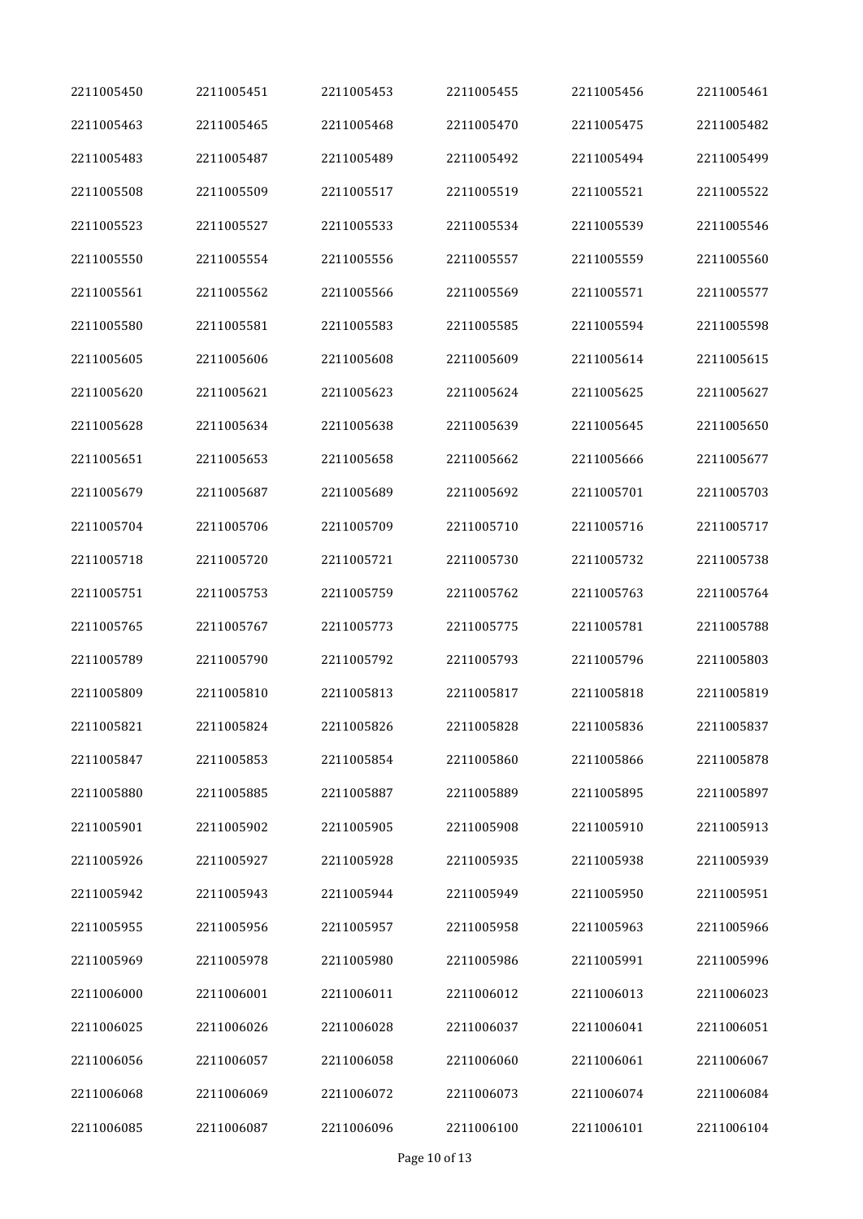| | | | | | |
|---|---|---|---|---|---|
| 2211005450 | 2211005451 | 2211005453 | 2211005455 | 2211005456 | 2211005461 |
| 2211005463 | 2211005465 | 2211005468 | 2211005470 | 2211005475 | 2211005482 |
| 2211005483 | 2211005487 | 2211005489 | 2211005492 | 2211005494 | 2211005499 |
| 2211005508 | 2211005509 | 2211005517 | 2211005519 | 2211005521 | 2211005522 |
| 2211005523 | 2211005527 | 2211005533 | 2211005534 | 2211005539 | 2211005546 |
| 2211005550 | 2211005554 | 2211005556 | 2211005557 | 2211005559 | 2211005560 |
| 2211005561 | 2211005562 | 2211005566 | 2211005569 | 2211005571 | 2211005577 |
| 2211005580 | 2211005581 | 2211005583 | 2211005585 | 2211005594 | 2211005598 |
| 2211005605 | 2211005606 | 2211005608 | 2211005609 | 2211005614 | 2211005615 |
| 2211005620 | 2211005621 | 2211005623 | 2211005624 | 2211005625 | 2211005627 |
| 2211005628 | 2211005634 | 2211005638 | 2211005639 | 2211005645 | 2211005650 |
| 2211005651 | 2211005653 | 2211005658 | 2211005662 | 2211005666 | 2211005677 |
| 2211005679 | 2211005687 | 2211005689 | 2211005692 | 2211005701 | 2211005703 |
| 2211005704 | 2211005706 | 2211005709 | 2211005710 | 2211005716 | 2211005717 |
| 2211005718 | 2211005720 | 2211005721 | 2211005730 | 2211005732 | 2211005738 |
| 2211005751 | 2211005753 | 2211005759 | 2211005762 | 2211005763 | 2211005764 |
| 2211005765 | 2211005767 | 2211005773 | 2211005775 | 2211005781 | 2211005788 |
| 2211005789 | 2211005790 | 2211005792 | 2211005793 | 2211005796 | 2211005803 |
| 2211005809 | 2211005810 | 2211005813 | 2211005817 | 2211005818 | 2211005819 |
| 2211005821 | 2211005824 | 2211005826 | 2211005828 | 2211005836 | 2211005837 |
| 2211005847 | 2211005853 | 2211005854 | 2211005860 | 2211005866 | 2211005878 |
| 2211005880 | 2211005885 | 2211005887 | 2211005889 | 2211005895 | 2211005897 |
| 2211005901 | 2211005902 | 2211005905 | 2211005908 | 2211005910 | 2211005913 |
| 2211005926 | 2211005927 | 2211005928 | 2211005935 | 2211005938 | 2211005939 |
| 2211005942 | 2211005943 | 2211005944 | 2211005949 | 2211005950 | 2211005951 |
| 2211005955 | 2211005956 | 2211005957 | 2211005958 | 2211005963 | 2211005966 |
| 2211005969 | 2211005978 | 2211005980 | 2211005986 | 2211005991 | 2211005996 |
| 2211006000 | 2211006001 | 2211006011 | 2211006012 | 2211006013 | 2211006023 |
| 2211006025 | 2211006026 | 2211006028 | 2211006037 | 2211006041 | 2211006051 |
| 2211006056 | 2211006057 | 2211006058 | 2211006060 | 2211006061 | 2211006067 |
| 2211006068 | 2211006069 | 2211006072 | 2211006073 | 2211006074 | 2211006084 |
| 2211006085 | 2211006087 | 2211006096 | 2211006100 | 2211006101 | 2211006104 |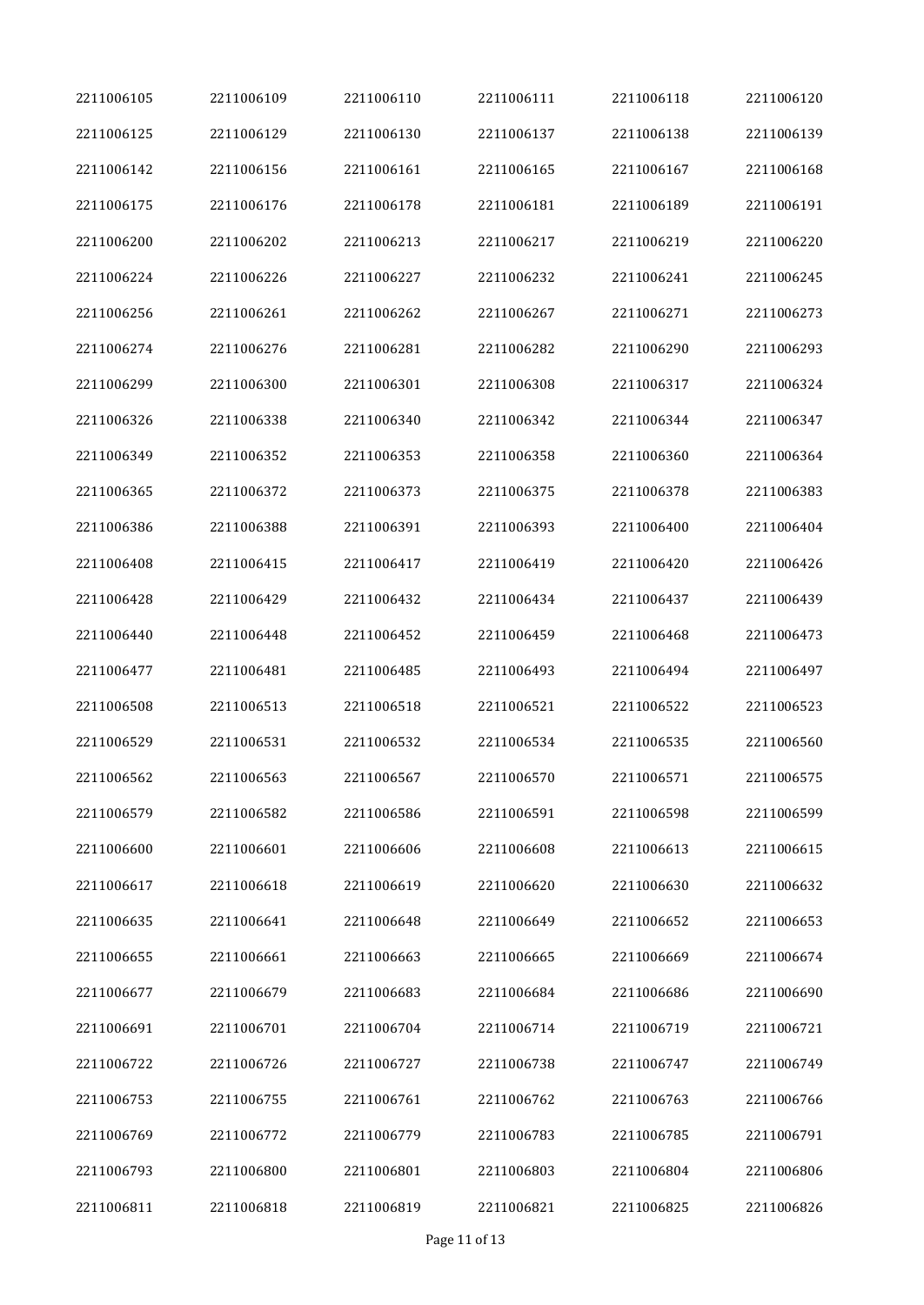| | | | | | |
|---|---|---|---|---|---|
| 2211006105 | 2211006109 | 2211006110 | 2211006111 | 2211006118 | 2211006120 |
| 2211006125 | 2211006129 | 2211006130 | 2211006137 | 2211006138 | 2211006139 |
| 2211006142 | 2211006156 | 2211006161 | 2211006165 | 2211006167 | 2211006168 |
| 2211006175 | 2211006176 | 2211006178 | 2211006181 | 2211006189 | 2211006191 |
| 2211006200 | 2211006202 | 2211006213 | 2211006217 | 2211006219 | 2211006220 |
| 2211006224 | 2211006226 | 2211006227 | 2211006232 | 2211006241 | 2211006245 |
| 2211006256 | 2211006261 | 2211006262 | 2211006267 | 2211006271 | 2211006273 |
| 2211006274 | 2211006276 | 2211006281 | 2211006282 | 2211006290 | 2211006293 |
| 2211006299 | 2211006300 | 2211006301 | 2211006308 | 2211006317 | 2211006324 |
| 2211006326 | 2211006338 | 2211006340 | 2211006342 | 2211006344 | 2211006347 |
| 2211006349 | 2211006352 | 2211006353 | 2211006358 | 2211006360 | 2211006364 |
| 2211006365 | 2211006372 | 2211006373 | 2211006375 | 2211006378 | 2211006383 |
| 2211006386 | 2211006388 | 2211006391 | 2211006393 | 2211006400 | 2211006404 |
| 2211006408 | 2211006415 | 2211006417 | 2211006419 | 2211006420 | 2211006426 |
| 2211006428 | 2211006429 | 2211006432 | 2211006434 | 2211006437 | 2211006439 |
| 2211006440 | 2211006448 | 2211006452 | 2211006459 | 2211006468 | 2211006473 |
| 2211006477 | 2211006481 | 2211006485 | 2211006493 | 2211006494 | 2211006497 |
| 2211006508 | 2211006513 | 2211006518 | 2211006521 | 2211006522 | 2211006523 |
| 2211006529 | 2211006531 | 2211006532 | 2211006534 | 2211006535 | 2211006560 |
| 2211006562 | 2211006563 | 2211006567 | 2211006570 | 2211006571 | 2211006575 |
| 2211006579 | 2211006582 | 2211006586 | 2211006591 | 2211006598 | 2211006599 |
| 2211006600 | 2211006601 | 2211006606 | 2211006608 | 2211006613 | 2211006615 |
| 2211006617 | 2211006618 | 2211006619 | 2211006620 | 2211006630 | 2211006632 |
| 2211006635 | 2211006641 | 2211006648 | 2211006649 | 2211006652 | 2211006653 |
| 2211006655 | 2211006661 | 2211006663 | 2211006665 | 2211006669 | 2211006674 |
| 2211006677 | 2211006679 | 2211006683 | 2211006684 | 2211006686 | 2211006690 |
| 2211006691 | 2211006701 | 2211006704 | 2211006714 | 2211006719 | 2211006721 |
| 2211006722 | 2211006726 | 2211006727 | 2211006738 | 2211006747 | 2211006749 |
| 2211006753 | 2211006755 | 2211006761 | 2211006762 | 2211006763 | 2211006766 |
| 2211006769 | 2211006772 | 2211006779 | 2211006783 | 2211006785 | 2211006791 |
| 2211006793 | 2211006800 | 2211006801 | 2211006803 | 2211006804 | 2211006806 |
| 2211006811 | 2211006818 | 2211006819 | 2211006821 | 2211006825 | 2211006826 |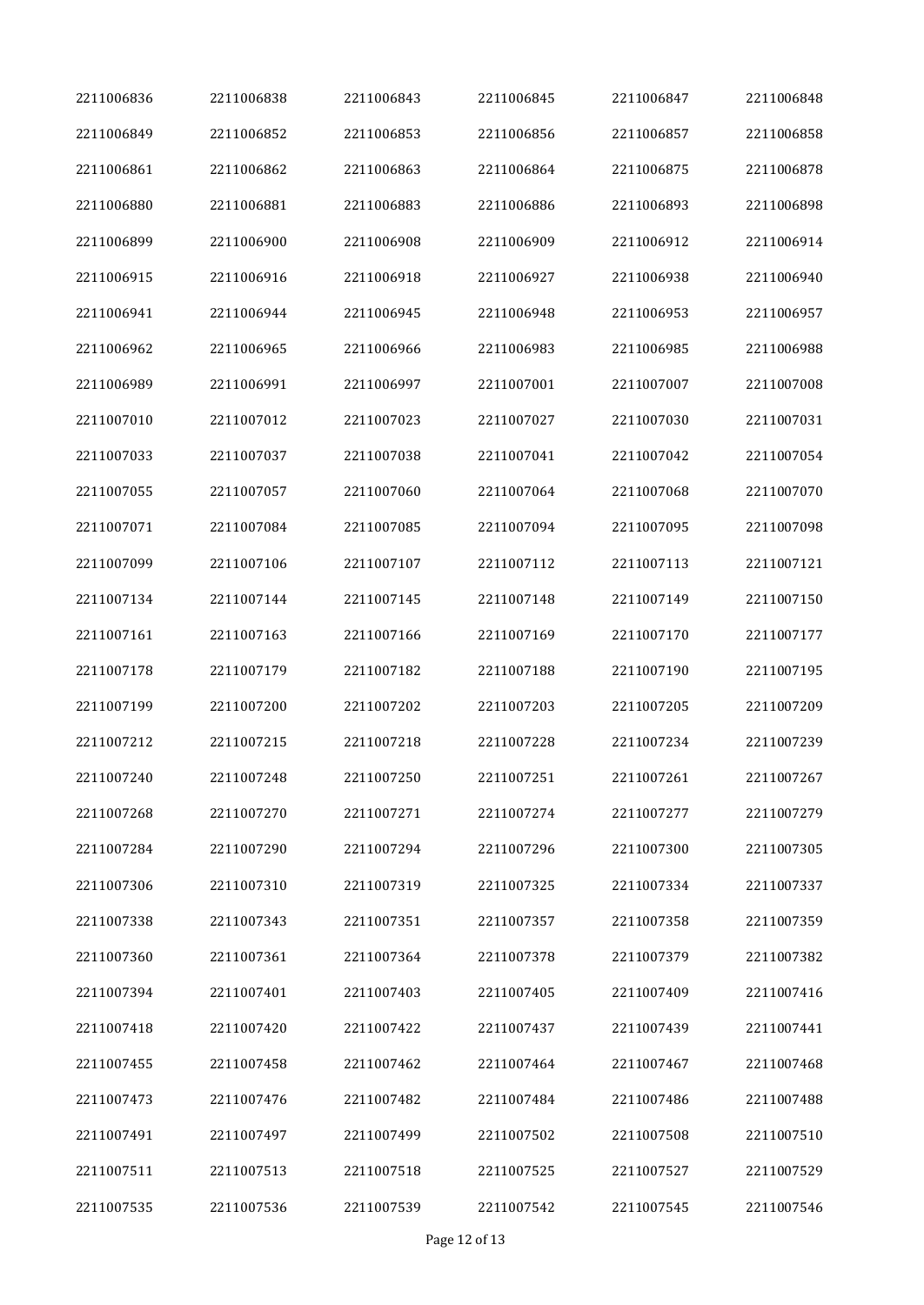| | | | | | |
|---|---|---|---|---|---|
| 2211006836 | 2211006838 | 2211006843 | 2211006845 | 2211006847 | 2211006848 |
| 2211006849 | 2211006852 | 2211006853 | 2211006856 | 2211006857 | 2211006858 |
| 2211006861 | 2211006862 | 2211006863 | 2211006864 | 2211006875 | 2211006878 |
| 2211006880 | 2211006881 | 2211006883 | 2211006886 | 2211006893 | 2211006898 |
| 2211006899 | 2211006900 | 2211006908 | 2211006909 | 2211006912 | 2211006914 |
| 2211006915 | 2211006916 | 2211006918 | 2211006927 | 2211006938 | 2211006940 |
| 2211006941 | 2211006944 | 2211006945 | 2211006948 | 2211006953 | 2211006957 |
| 2211006962 | 2211006965 | 2211006966 | 2211006983 | 2211006985 | 2211006988 |
| 2211006989 | 2211006991 | 2211006997 | 2211007001 | 2211007007 | 2211007008 |
| 2211007010 | 2211007012 | 2211007023 | 2211007027 | 2211007030 | 2211007031 |
| 2211007033 | 2211007037 | 2211007038 | 2211007041 | 2211007042 | 2211007054 |
| 2211007055 | 2211007057 | 2211007060 | 2211007064 | 2211007068 | 2211007070 |
| 2211007071 | 2211007084 | 2211007085 | 2211007094 | 2211007095 | 2211007098 |
| 2211007099 | 2211007106 | 2211007107 | 2211007112 | 2211007113 | 2211007121 |
| 2211007134 | 2211007144 | 2211007145 | 2211007148 | 2211007149 | 2211007150 |
| 2211007161 | 2211007163 | 2211007166 | 2211007169 | 2211007170 | 2211007177 |
| 2211007178 | 2211007179 | 2211007182 | 2211007188 | 2211007190 | 2211007195 |
| 2211007199 | 2211007200 | 2211007202 | 2211007203 | 2211007205 | 2211007209 |
| 2211007212 | 2211007215 | 2211007218 | 2211007228 | 2211007234 | 2211007239 |
| 2211007240 | 2211007248 | 2211007250 | 2211007251 | 2211007261 | 2211007267 |
| 2211007268 | 2211007270 | 2211007271 | 2211007274 | 2211007277 | 2211007279 |
| 2211007284 | 2211007290 | 2211007294 | 2211007296 | 2211007300 | 2211007305 |
| 2211007306 | 2211007310 | 2211007319 | 2211007325 | 2211007334 | 2211007337 |
| 2211007338 | 2211007343 | 2211007351 | 2211007357 | 2211007358 | 2211007359 |
| 2211007360 | 2211007361 | 2211007364 | 2211007378 | 2211007379 | 2211007382 |
| 2211007394 | 2211007401 | 2211007403 | 2211007405 | 2211007409 | 2211007416 |
| 2211007418 | 2211007420 | 2211007422 | 2211007437 | 2211007439 | 2211007441 |
| 2211007455 | 2211007458 | 2211007462 | 2211007464 | 2211007467 | 2211007468 |
| 2211007473 | 2211007476 | 2211007482 | 2211007484 | 2211007486 | 2211007488 |
| 2211007491 | 2211007497 | 2211007499 | 2211007502 | 2211007508 | 2211007510 |
| 2211007511 | 2211007513 | 2211007518 | 2211007525 | 2211007527 | 2211007529 |
| 2211007535 | 2211007536 | 2211007539 | 2211007542 | 2211007545 | 2211007546 |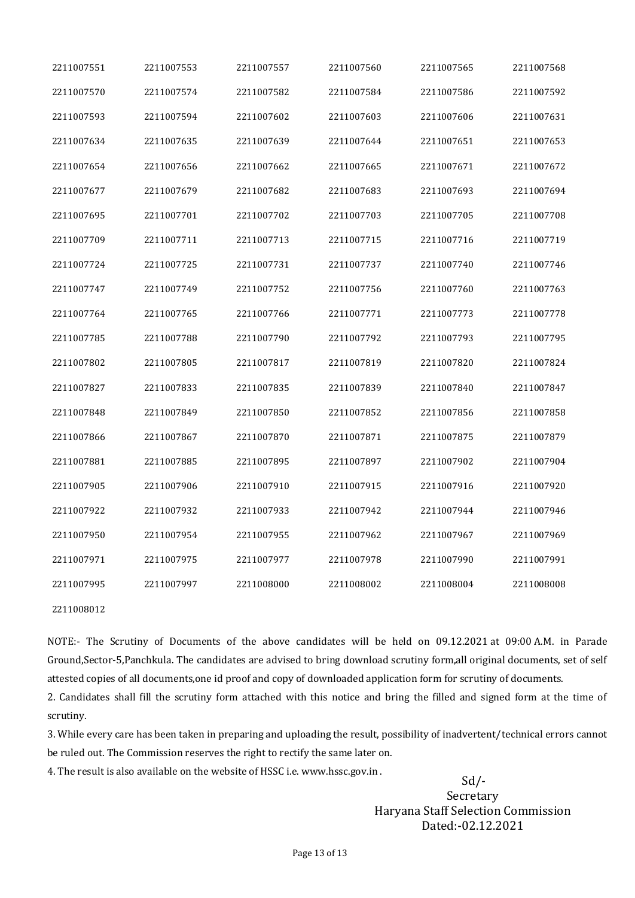| | | | | | |
|---|---|---|---|---|---|
| 2211007551 | 2211007553 | 2211007557 | 2211007560 | 2211007565 | 2211007568 |
| 2211007570 | 2211007574 | 2211007582 | 2211007584 | 2211007586 | 2211007592 |
| 2211007593 | 2211007594 | 2211007602 | 2211007603 | 2211007606 | 2211007631 |
| 2211007634 | 2211007635 | 2211007639 | 2211007644 | 2211007651 | 2211007653 |
| 2211007654 | 2211007656 | 2211007662 | 2211007665 | 2211007671 | 2211007672 |
| 2211007677 | 2211007679 | 2211007682 | 2211007683 | 2211007693 | 2211007694 |
| 2211007695 | 2211007701 | 2211007702 | 2211007703 | 2211007705 | 2211007708 |
| 2211007709 | 2211007711 | 2211007713 | 2211007715 | 2211007716 | 2211007719 |
| 2211007724 | 2211007725 | 2211007731 | 2211007737 | 2211007740 | 2211007746 |
| 2211007747 | 2211007749 | 2211007752 | 2211007756 | 2211007760 | 2211007763 |
| 2211007764 | 2211007765 | 2211007766 | 2211007771 | 2211007773 | 2211007778 |
| 2211007785 | 2211007788 | 2211007790 | 2211007792 | 2211007793 | 2211007795 |
| 2211007802 | 2211007805 | 2211007817 | 2211007819 | 2211007820 | 2211007824 |
| 2211007827 | 2211007833 | 2211007835 | 2211007839 | 2211007840 | 2211007847 |
| 2211007848 | 2211007849 | 2211007850 | 2211007852 | 2211007856 | 2211007858 |
| 2211007866 | 2211007867 | 2211007870 | 2211007871 | 2211007875 | 2211007879 |
| 2211007881 | 2211007885 | 2211007895 | 2211007897 | 2211007902 | 2211007904 |
| 2211007905 | 2211007906 | 2211007910 | 2211007915 | 2211007916 | 2211007920 |
| 2211007922 | 2211007932 | 2211007933 | 2211007942 | 2211007944 | 2211007946 |
| 2211007950 | 2211007954 | 2211007955 | 2211007962 | 2211007967 | 2211007969 |
| 2211007971 | 2211007975 | 2211007977 | 2211007978 | 2211007990 | 2211007991 |
| 2211007995 | 2211007997 | 2211008000 | 2211008002 | 2211008004 | 2211008008 |
| 2211008012 | | | | | |

NOTE:- The Scrutiny of Documents of the above candidates will be held on 09.12.2021 at 09:00 A.M. in Parade Ground,Sector-5,Panchkula. The candidates are advised to bring download scrutiny form,all original documents, set of self attested copies of all documents,one id proof and copy of downloaded application form for scrutiny of documents.

2. Candidates shall fill the scrutiny form attached with this notice and bring the filled and signed form at the time of scrutiny.

3. While every care has been taken in preparing and uploading the result, possibility of inadvertent/technical errors cannot be ruled out. The Commission reserves the right to rectify the same later on.

4. The result is also available on the website of HSSC i.e. www.hssc.gov.in .

Sd/-
Secretary
Haryana Staff Selection Commission
Dated:-02.12.2021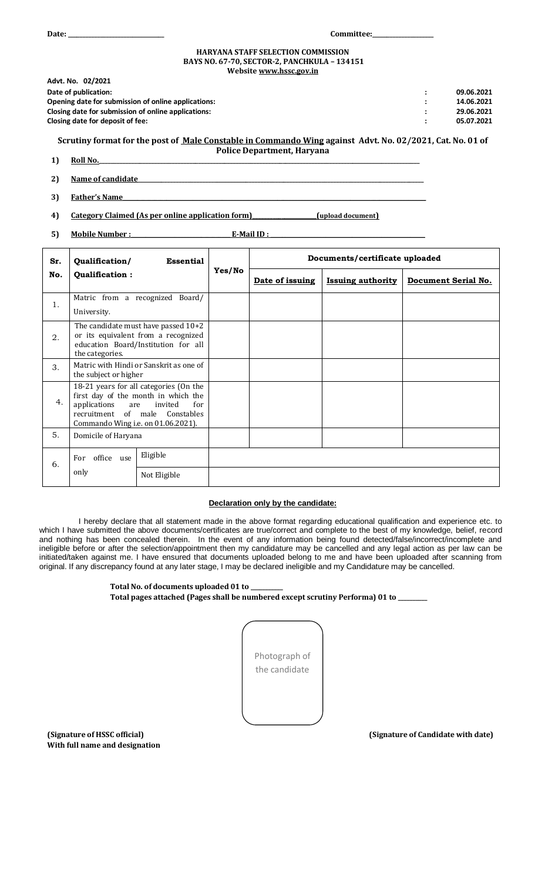**Date: ____________________________** **Committee:__________________**

**HARYANA STAFF SELECTION COMMISSION**
**BAYS NO. 67-70, SECTOR-2, PANCHKULA – 134151**
**Website www.hssc.gov.in**

**Advt. No. 02/2021**

| | | |
|---|---|---|
| **Date of publication:** | **:** | **09.06.2021** |
| **Opening date for submission of online applications:** | **:** | **14.06.2021** |
| **Closing date for submission of online applications:** | **:** | **29.06.2021** |
| **Closing date for deposit of fee:** | **:** | **05.07.2021** |

**Scrutiny format for the post of Male Constable in Commando Wing against Advt. No. 02/2021, Cat. No. 01 of Police Department, Haryana**

1) **Roll No.________________________________________________**

2) **Name of candidate________________________________________**

3) **Father's Name___________________________________________**

4) **Category Claimed (As per online application form)__________(upload document)**

5) **Mobile Number : ______________________ E-Mail ID : ______________________**

| Sr. No. | Qualification/ Essential Qualification : | | Yes/No | Documents/certificate uploaded | | |
|---|---|---|---|---|---|---|
| | | | | Date of issuing | Issuing authority | Document Serial No. |
| 1. | Matric from a recognized Board/ University. | | | | | |
| 2. | The candidate must have passed 10+2 or its equivalent from a recognized education Board/Institution for all the categories. | | | | | |
| 3. | Matric with Hindi or Sanskrit as one of the subject or higher | | | | | |
| 4. | 18-21 years for all categories (On the first day of the month in which the applications are invited for recruitment of male Constables Commando Wing i.e. on 01.06.2021). | | | | | |
| 5. | Domicile of Haryana | | | | | |
| 6. | For office use only | Eligible | | | | |
| | | Not Eligible | | | | |

**Declaration only by the candidate:**

I hereby declare that all statement made in the above format regarding educational qualification and experience etc. to which I have submitted the above documents/certificates are true/correct and complete to the best of my knowledge, belief, record and nothing has been concealed therein. In the event of any information being found detected/false/incorrect/incomplete and ineligible before or after the selection/appointment then my candidature may be cancelled and any legal action as per law can be initiated/taken against me. I have ensured that documents uploaded belong to me and have been uploaded after scanning from original. If any discrepancy found at any later stage, I may be declared ineligible and my Candidature may be cancelled.

**Total No. of documents uploaded 01 to ________**
**Total pages attached (Pages shall be numbered except scrutiny Performa) 01 to ________**

Photograph of the candidate

**(Signature of HSSC official)**
**With full name and designation**

**(Signature of Candidate with date)**